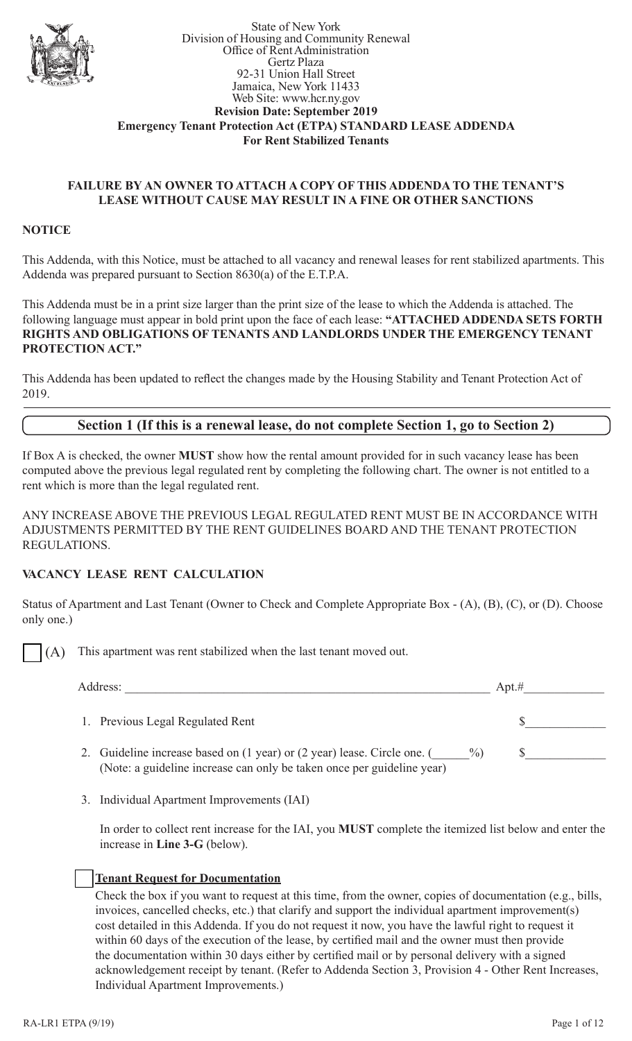State of New York
Division of Housing and Community Renewal
Office of Rent Administration
Gertz Plaza
92-31 Union Hall Street
Jamaica, New York 11433
Web Site: www.hcr.ny.gov

**Revision Date: September 2019**

# Emergency Tenant Protection Act (ETPA) STANDARD LEASE ADDENDA For Rent Stabilized Tenants

**FAILURE BY AN OWNER TO ATTACH A COPY OF THIS ADDENDA TO THE TENANT'S LEASE WITHOUT CAUSE MAY RESULT IN A FINE OR OTHER SANCTIONS**

**NOTICE**

This Addenda, with this Notice, must be attached to all vacancy and renewal leases for rent stabilized apartments. This Addenda was prepared pursuant to Section 8630(a) of the E.T.P.A.

This Addenda must be in a print size larger than the print size of the lease to which the Addenda is attached. The following language must appear in bold print upon the face of each lease: **"ATTACHED ADDENDA SETS FORTH RIGHTS AND OBLIGATIONS OF TENANTS AND LANDLORDS UNDER THE EMERGENCY TENANT PROTECTION ACT."**

This Addenda has been updated to reflect the changes made by the Housing Stability and Tenant Protection Act of 2019.

## Section 1 (If this is a renewal lease, do not complete Section 1, go to Section 2)

If Box A is checked, the owner **MUST** show how the rental amount provided for in such vacancy lease has been computed above the previous legal regulated rent by completing the following chart. The owner is not entitled to a rent which is more than the legal regulated rent.

ANY INCREASE ABOVE THE PREVIOUS LEGAL REGULATED RENT MUST BE IN ACCORDANCE WITH ADJUSTMENTS PERMITTED BY THE RENT GUIDELINES BOARD AND THE TENANT PROTECTION REGULATIONS.

### VACANCY LEASE RENT CALCULATION

Status of Apartment and Last Tenant (Owner to Check and Complete Appropriate Box - (A), (B), (C), or (D). Choose only one.)

☐ (A) This apartment was rent stabilized when the last tenant moved out.

Address: ____________________________________________ Apt.# ____________

1. Previous Legal Regulated Rent $____________
2. Guideline increase based on (1 year) or (2 year) lease. Circle one. (______%) $____________
   (Note: a guideline increase can only be taken once per guideline year)
3. Individual Apartment Improvements (IAI)

   In order to collect rent increase for the IAI, you **MUST** complete the itemized list below and enter the increase in **Line 3-G** (below).

☐ **Tenant Request for Documentation**

Check the box if you want to request at this time, from the owner, copies of documentation (e.g., bills, invoices, cancelled checks, etc.) that clarify and support the individual apartment improvement(s) cost detailed in this Addenda. If you do not request it now, you have the lawful right to request it within 60 days of the execution of the lease, by certified mail and the owner must then provide the documentation within 30 days either by certified mail or by personal delivery with a signed acknowledgement receipt by tenant. (Refer to Addenda Section 3, Provision 4 - Other Rent Increases, Individual Apartment Improvements.)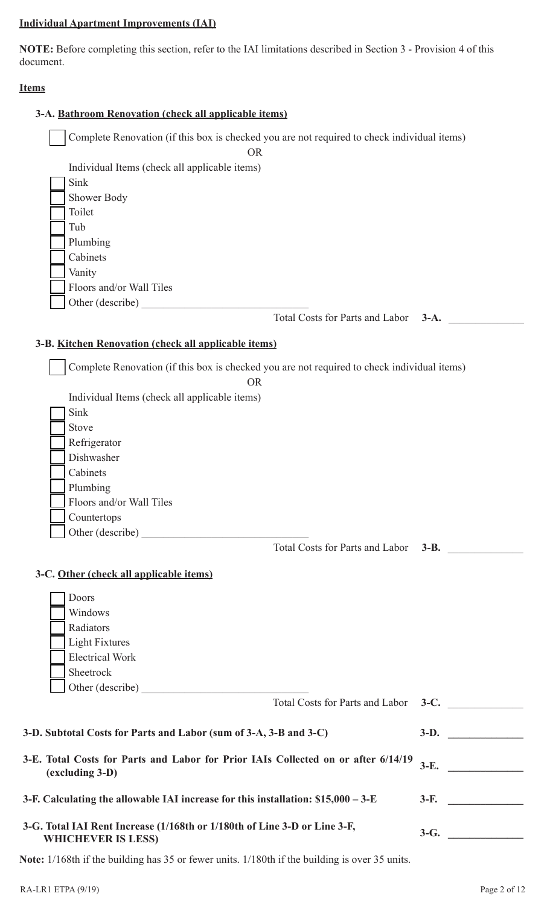**Individual Apartment Improvements (IAI)**

**NOTE:** Before completing this section, refer to the IAI limitations described in Section 3 - Provision 4 of this document.

**Items**

**3-A. Bathroom Renovation (check all applicable items)**

☐ Complete Renovation (if this box is checked you are not required to check individual items)

OR

Individual Items (check all applicable items)

☐ Sink
☐ Shower Body
☐ Toilet
☐ Tub
☐ Plumbing
☐ Cabinets
☐ Vanity
☐ Floors and/or Wall Tiles
☐ Other (describe) ______________________________

Total Costs for Parts and Labor **3-A.** ______________

**3-B. Kitchen Renovation (check all applicable items)**

☐ Complete Renovation (if this box is checked you are not required to check individual items)

OR

Individual Items (check all applicable items)

☐ Sink
☐ Stove
☐ Refrigerator
☐ Dishwasher
☐ Cabinets
☐ Plumbing
☐ Floors and/or Wall Tiles
☐ Countertops
☐ Other (describe) ______________________________

Total Costs for Parts and Labor **3-B.** ______________

**3-C. Other (check all applicable items)**

☐ Doors
☐ Windows
☐ Radiators
☐ Light Fixtures
☐ Electrical Work
☐ Sheetrock
☐ Other (describe) ______________________________

Total Costs for Parts and Labor **3-C.** ______________

**3-D. Subtotal Costs for Parts and Labor (sum of 3-A, 3-B and 3-C)** **3-D.** ______________

**3-E. Total Costs for Parts and Labor for Prior IAIs Collected on or after 6/14/19 (excluding 3-D)** **3-E.** ______________

**3-F. Calculating the allowable IAI increase for this installation: $15,000 – 3-E** **3-F.** ______________

**3-G. Total IAI Rent Increase (1/168th or 1/180th of Line 3-D or Line 3-F, WHICHEVER IS LESS)** **3-G.** ______________

**Note:** 1/168th if the building has 35 or fewer units. 1/180th if the building is over 35 units.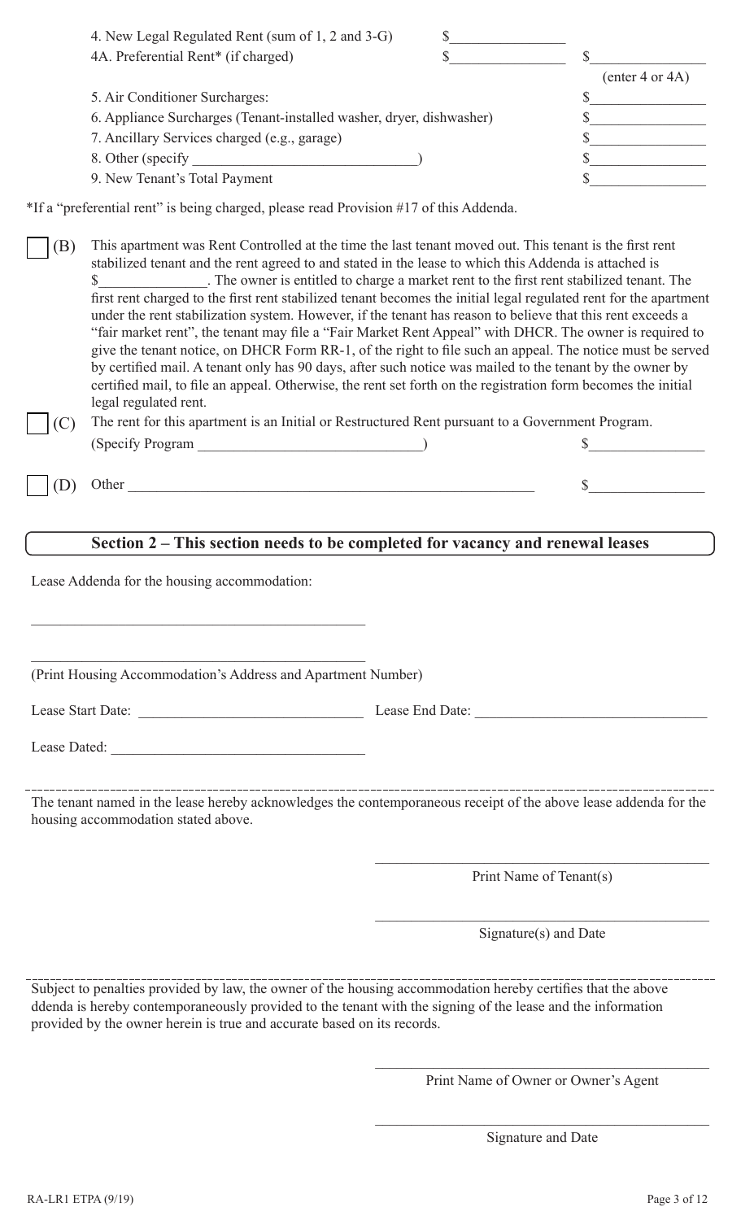4. New Legal Regulated Rent (sum of 1, 2 and 3-G) $_______________

4A. Preferential Rent* (if charged) $_______________ $_______________ (enter 4 or 4A)

5. Air Conditioner Surcharges: $_______________

6. Appliance Surcharges (Tenant-installed washer, dryer, dishwasher) $_______________

7. Ancillary Services charged (e.g., garage) $_______________

8. Other (specify _____________________________) $_______________

9. New Tenant's Total Payment $_______________

*If a "preferential rent" is being charged, please read Provision #17 of this Addenda.

☐ (B) This apartment was Rent Controlled at the time the last tenant moved out. This tenant is the first rent stabilized tenant and the rent agreed to and stated in the lease to which this Addenda is attached is $_______________. The owner is entitled to charge a market rent to the first rent stabilized tenant. The first rent charged to the first rent stabilized tenant becomes the initial legal regulated rent for the apartment under the rent stabilization system. However, if the tenant has reason to believe that this rent exceeds a "fair market rent", the tenant may file a "Fair Market Rent Appeal" with DHCR. The owner is required to give the tenant notice, on DHCR Form RR-1, of the right to file such an appeal. The notice must be served by certified mail. A tenant only has 90 days, after such notice was mailed to the tenant by the owner by certified mail, to file an appeal. Otherwise, the rent set forth on the registration form becomes the initial legal regulated rent.

☐ (C) The rent for this apartment is an Initial or Restructured Rent pursuant to a Government Program. (Specify Program _____________________________) $_______________

☐ (D) Other _______________________________________________________ $_______________

## Section 2 – This section needs to be completed for vacancy and renewal leases

Lease Addenda for the housing accommodation:

_______________________________________________

_______________________________________________

(Print Housing Accommodation's Address and Apartment Number)

Lease Start Date: _____________________________ Lease End Date: _____________________________

Lease Dated: _________________________________

The tenant named in the lease hereby acknowledges the contemporaneous receipt of the above lease addenda for the housing accommodation stated above.

_______________________________________________

Print Name of Tenant(s)

_______________________________________________

Signature(s) and Date

Subject to penalties provided by law, the owner of the housing accommodation hereby certifies that the above ddenda is hereby contemporaneously provided to the tenant with the signing of the lease and the information provided by the owner herein is true and accurate based on its records.

_______________________________________________

Print Name of Owner or Owner's Agent

_______________________________________________

Signature and Date

RA-LR1 ETPA (9/19)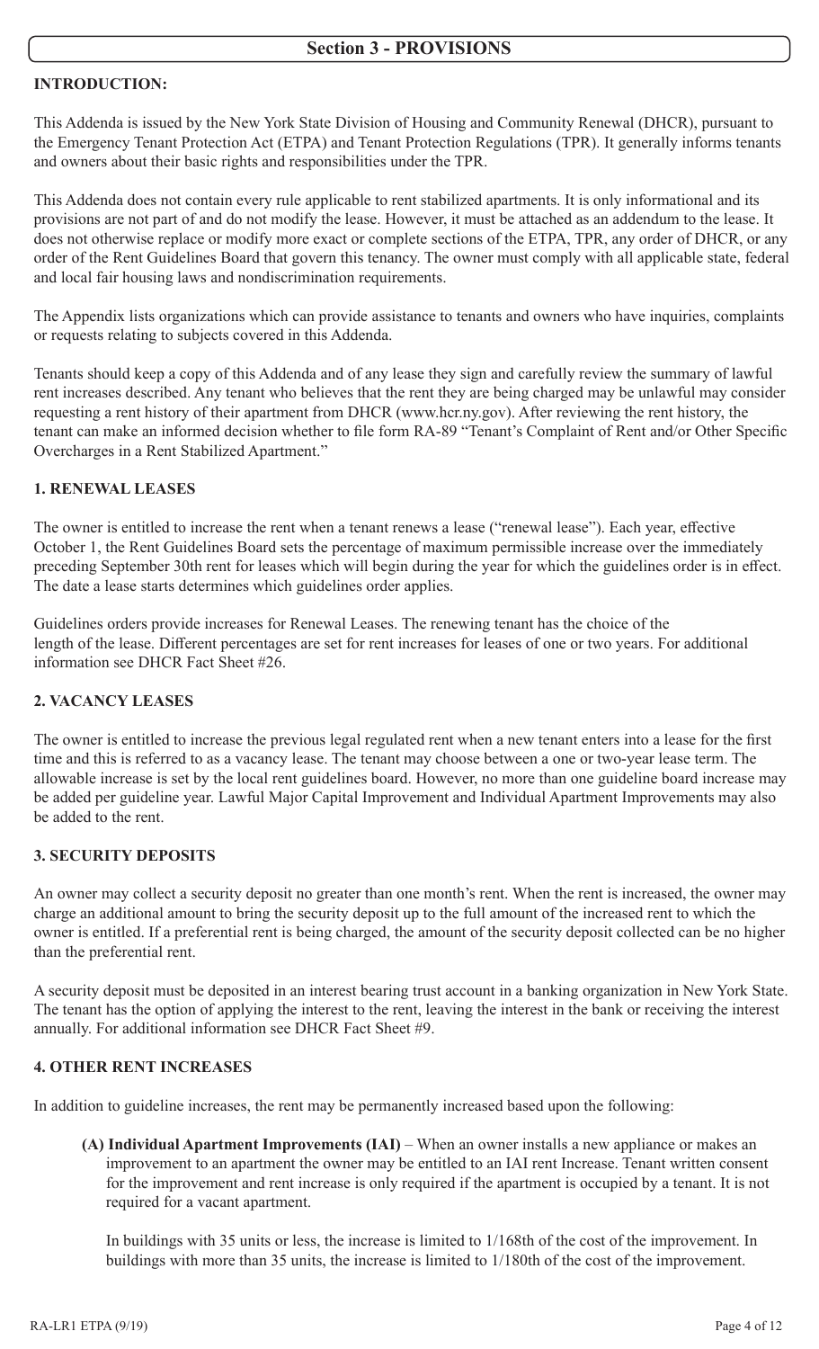## Section 3 - PROVISIONS

### INTRODUCTION:

This Addenda is issued by the New York State Division of Housing and Community Renewal (DHCR), pursuant to the Emergency Tenant Protection Act (ETPA) and Tenant Protection Regulations (TPR). It generally informs tenants and owners about their basic rights and responsibilities under the TPR.

This Addenda does not contain every rule applicable to rent stabilized apartments. It is only informational and its provisions are not part of and do not modify the lease. However, it must be attached as an addendum to the lease. It does not otherwise replace or modify more exact or complete sections of the ETPA, TPR, any order of DHCR, or any order of the Rent Guidelines Board that govern this tenancy. The owner must comply with all applicable state, federal and local fair housing laws and nondiscrimination requirements.

The Appendix lists organizations which can provide assistance to tenants and owners who have inquiries, complaints or requests relating to subjects covered in this Addenda.

Tenants should keep a copy of this Addenda and of any lease they sign and carefully review the summary of lawful rent increases described. Any tenant who believes that the rent they are being charged may be unlawful may consider requesting a rent history of their apartment from DHCR (www.hcr.ny.gov). After reviewing the rent history, the tenant can make an informed decision whether to file form RA-89 "Tenant's Complaint of Rent and/or Other Specific Overcharges in a Rent Stabilized Apartment."

### 1. RENEWAL LEASES

The owner is entitled to increase the rent when a tenant renews a lease ("renewal lease"). Each year, effective October 1, the Rent Guidelines Board sets the percentage of maximum permissible increase over the immediately preceding September 30th rent for leases which will begin during the year for which the guidelines order is in effect. The date a lease starts determines which guidelines order applies.

Guidelines orders provide increases for Renewal Leases. The renewing tenant has the choice of the length of the lease. Different percentages are set for rent increases for leases of one or two years. For additional information see DHCR Fact Sheet #26.

### 2. VACANCY LEASES

The owner is entitled to increase the previous legal regulated rent when a new tenant enters into a lease for the first time and this is referred to as a vacancy lease. The tenant may choose between a one or two-year lease term. The allowable increase is set by the local rent guidelines board. However, no more than one guideline board increase may be added per guideline year. Lawful Major Capital Improvement and Individual Apartment Improvements may also be added to the rent.

### 3. SECURITY DEPOSITS

An owner may collect a security deposit no greater than one month's rent. When the rent is increased, the owner may charge an additional amount to bring the security deposit up to the full amount of the increased rent to which the owner is entitled. If a preferential rent is being charged, the amount of the security deposit collected can be no higher than the preferential rent.

A security deposit must be deposited in an interest bearing trust account in a banking organization in New York State. The tenant has the option of applying the interest to the rent, leaving the interest in the bank or receiving the interest annually. For additional information see DHCR Fact Sheet #9.

### 4. OTHER RENT INCREASES

In addition to guideline increases, the rent may be permanently increased based upon the following:

**(A) Individual Apartment Improvements (IAI)** – When an owner installs a new appliance or makes an improvement to an apartment the owner may be entitled to an IAI rent Increase. Tenant written consent for the improvement and rent increase is only required if the apartment is occupied by a tenant. It is not required for a vacant apartment.

In buildings with 35 units or less, the increase is limited to 1/168th of the cost of the improvement. In buildings with more than 35 units, the increase is limited to 1/180th of the cost of the improvement.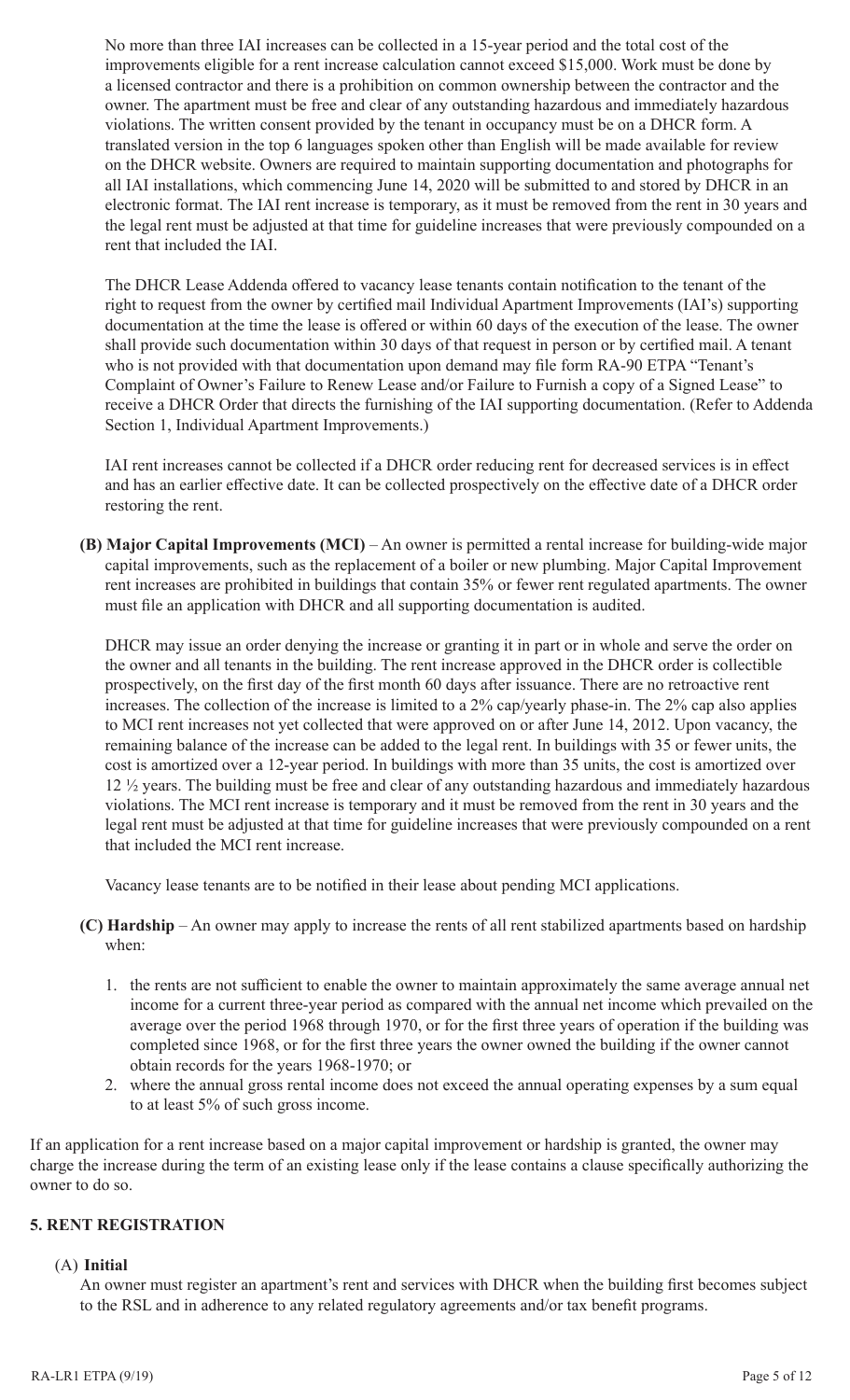No more than three IAI increases can be collected in a 15-year period and the total cost of the improvements eligible for a rent increase calculation cannot exceed $15,000. Work must be done by a licensed contractor and there is a prohibition on common ownership between the contractor and the owner. The apartment must be free and clear of any outstanding hazardous and immediately hazardous violations. The written consent provided by the tenant in occupancy must be on a DHCR form. A translated version in the top 6 languages spoken other than English will be made available for review on the DHCR website. Owners are required to maintain supporting documentation and photographs for all IAI installations, which commencing June 14, 2020 will be submitted to and stored by DHCR in an electronic format. The IAI rent increase is temporary, as it must be removed from the rent in 30 years and the legal rent must be adjusted at that time for guideline increases that were previously compounded on a rent that included the IAI.

The DHCR Lease Addenda offered to vacancy lease tenants contain notification to the tenant of the right to request from the owner by certified mail Individual Apartment Improvements (IAI's) supporting documentation at the time the lease is offered or within 60 days of the execution of the lease. The owner shall provide such documentation within 30 days of that request in person or by certified mail. A tenant who is not provided with that documentation upon demand may file form RA-90 ETPA "Tenant's Complaint of Owner's Failure to Renew Lease and/or Failure to Furnish a copy of a Signed Lease" to receive a DHCR Order that directs the furnishing of the IAI supporting documentation. (Refer to Addenda Section 1, Individual Apartment Improvements.)

IAI rent increases cannot be collected if a DHCR order reducing rent for decreased services is in effect and has an earlier effective date. It can be collected prospectively on the effective date of a DHCR order restoring the rent.

**(B) Major Capital Improvements (MCI)** – An owner is permitted a rental increase for building-wide major capital improvements, such as the replacement of a boiler or new plumbing. Major Capital Improvement rent increases are prohibited in buildings that contain 35% or fewer rent regulated apartments. The owner must file an application with DHCR and all supporting documentation is audited.

DHCR may issue an order denying the increase or granting it in part or in whole and serve the order on the owner and all tenants in the building. The rent increase approved in the DHCR order is collectible prospectively, on the first day of the first month 60 days after issuance. There are no retroactive rent increases. The collection of the increase is limited to a 2% cap/yearly phase-in. The 2% cap also applies to MCI rent increases not yet collected that were approved on or after June 14, 2012. Upon vacancy, the remaining balance of the increase can be added to the legal rent. In buildings with 35 or fewer units, the cost is amortized over a 12-year period. In buildings with more than 35 units, the cost is amortized over 12 ½ years. The building must be free and clear of any outstanding hazardous and immediately hazardous violations. The MCI rent increase is temporary and it must be removed from the rent in 30 years and the legal rent must be adjusted at that time for guideline increases that were previously compounded on a rent that included the MCI rent increase.

Vacancy lease tenants are to be notified in their lease about pending MCI applications.

**(C) Hardship** – An owner may apply to increase the rents of all rent stabilized apartments based on hardship when:

1. the rents are not sufficient to enable the owner to maintain approximately the same average annual net income for a current three-year period as compared with the annual net income which prevailed on the average over the period 1968 through 1970, or for the first three years of operation if the building was completed since 1968, or for the first three years the owner owned the building if the owner cannot obtain records for the years 1968-1970; or
2. where the annual gross rental income does not exceed the annual operating expenses by a sum equal to at least 5% of such gross income.

If an application for a rent increase based on a major capital improvement or hardship is granted, the owner may charge the increase during the term of an existing lease only if the lease contains a clause specifically authorizing the owner to do so.

## 5. RENT REGISTRATION

(A) **Initial**

An owner must register an apartment's rent and services with DHCR when the building first becomes subject to the RSL and in adherence to any related regulatory agreements and/or tax benefit programs.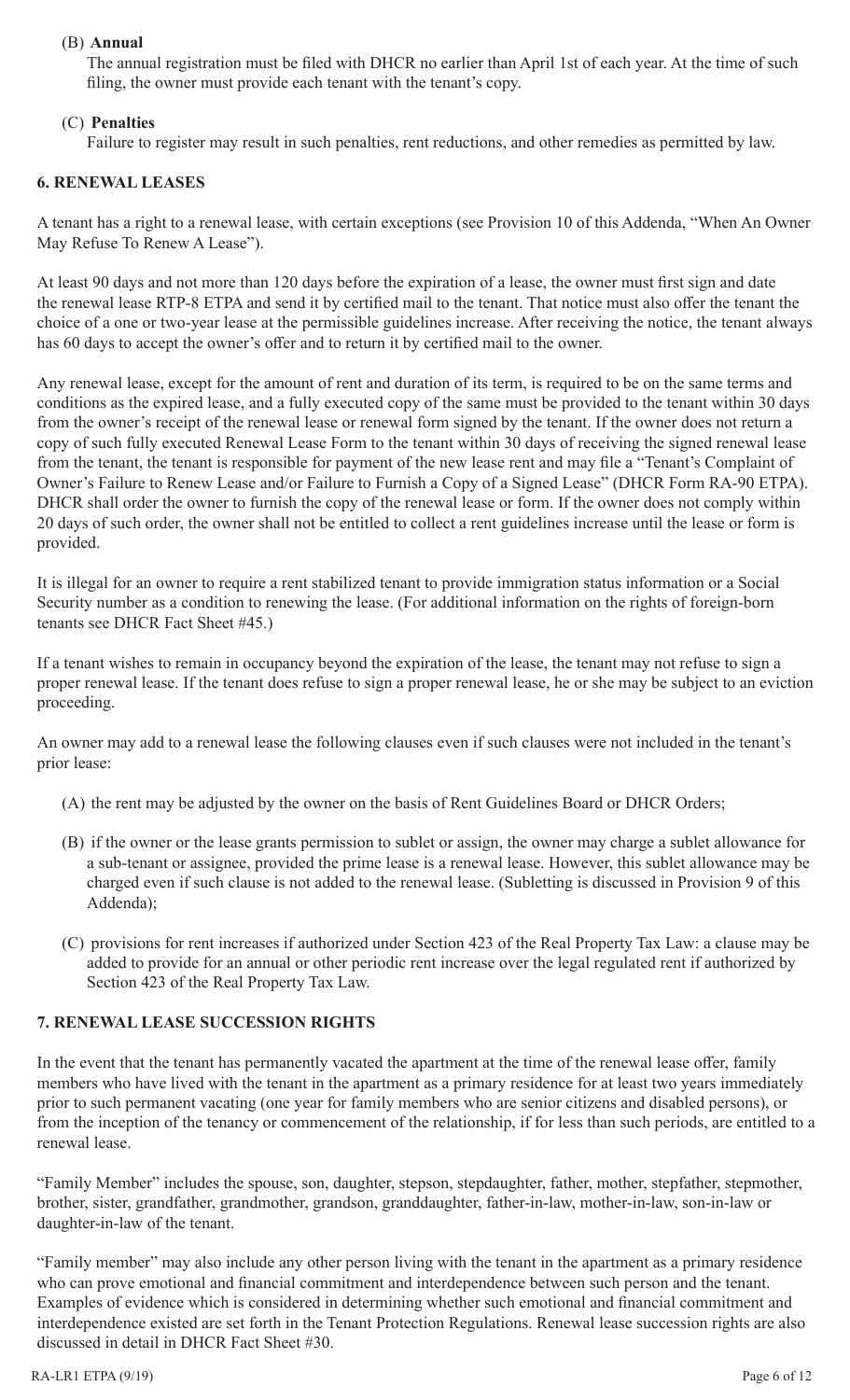(B) **Annual**

The annual registration must be filed with DHCR no earlier than April 1st of each year. At the time of such filing, the owner must provide each tenant with the tenant's copy.

(C) **Penalties**

Failure to register may result in such penalties, rent reductions, and other remedies as permitted by law.

## 6. RENEWAL LEASES

A tenant has a right to a renewal lease, with certain exceptions (see Provision 10 of this Addenda, "When An Owner May Refuse To Renew A Lease").

At least 90 days and not more than 120 days before the expiration of a lease, the owner must first sign and date the renewal lease RTP-8 ETPA and send it by certified mail to the tenant. That notice must also offer the tenant the choice of a one or two-year lease at the permissible guidelines increase. After receiving the notice, the tenant always has 60 days to accept the owner's offer and to return it by certified mail to the owner.

Any renewal lease, except for the amount of rent and duration of its term, is required to be on the same terms and conditions as the expired lease, and a fully executed copy of the same must be provided to the tenant within 30 days from the owner's receipt of the renewal lease or renewal form signed by the tenant. If the owner does not return a copy of such fully executed Renewal Lease Form to the tenant within 30 days of receiving the signed renewal lease from the tenant, the tenant is responsible for payment of the new lease rent and may file a "Tenant's Complaint of Owner's Failure to Renew Lease and/or Failure to Furnish a Copy of a Signed Lease" (DHCR Form RA-90 ETPA). DHCR shall order the owner to furnish the copy of the renewal lease or form. If the owner does not comply within 20 days of such order, the owner shall not be entitled to collect a rent guidelines increase until the lease or form is provided.

It is illegal for an owner to require a rent stabilized tenant to provide immigration status information or a Social Security number as a condition to renewing the lease. (For additional information on the rights of foreign-born tenants see DHCR Fact Sheet #45.)

If a tenant wishes to remain in occupancy beyond the expiration of the lease, the tenant may not refuse to sign a proper renewal lease. If the tenant does refuse to sign a proper renewal lease, he or she may be subject to an eviction proceeding.

An owner may add to a renewal lease the following clauses even if such clauses were not included in the tenant's prior lease:

(A) the rent may be adjusted by the owner on the basis of Rent Guidelines Board or DHCR Orders;

(B) if the owner or the lease grants permission to sublet or assign, the owner may charge a sublet allowance for a sub-tenant or assignee, provided the prime lease is a renewal lease. However, this sublet allowance may be charged even if such clause is not added to the renewal lease. (Subletting is discussed in Provision 9 of this Addenda);

(C) provisions for rent increases if authorized under Section 423 of the Real Property Tax Law: a clause may be added to provide for an annual or other periodic rent increase over the legal regulated rent if authorized by Section 423 of the Real Property Tax Law.

## 7. RENEWAL LEASE SUCCESSION RIGHTS

In the event that the tenant has permanently vacated the apartment at the time of the renewal lease offer, family members who have lived with the tenant in the apartment as a primary residence for at least two years immediately prior to such permanent vacating (one year for family members who are senior citizens and disabled persons), or from the inception of the tenancy or commencement of the relationship, if for less than such periods, are entitled to a renewal lease.

"Family Member" includes the spouse, son, daughter, stepson, stepdaughter, father, mother, stepfather, stepmother, brother, sister, grandfather, grandmother, grandson, granddaughter, father-in-law, mother-in-law, son-in-law or daughter-in-law of the tenant.

"Family member" may also include any other person living with the tenant in the apartment as a primary residence who can prove emotional and financial commitment and interdependence between such person and the tenant. Examples of evidence which is considered in determining whether such emotional and financial commitment and interdependence existed are set forth in the Tenant Protection Regulations. Renewal lease succession rights are also discussed in detail in DHCR Fact Sheet #30.

RA-LR1 ETPA (9/19)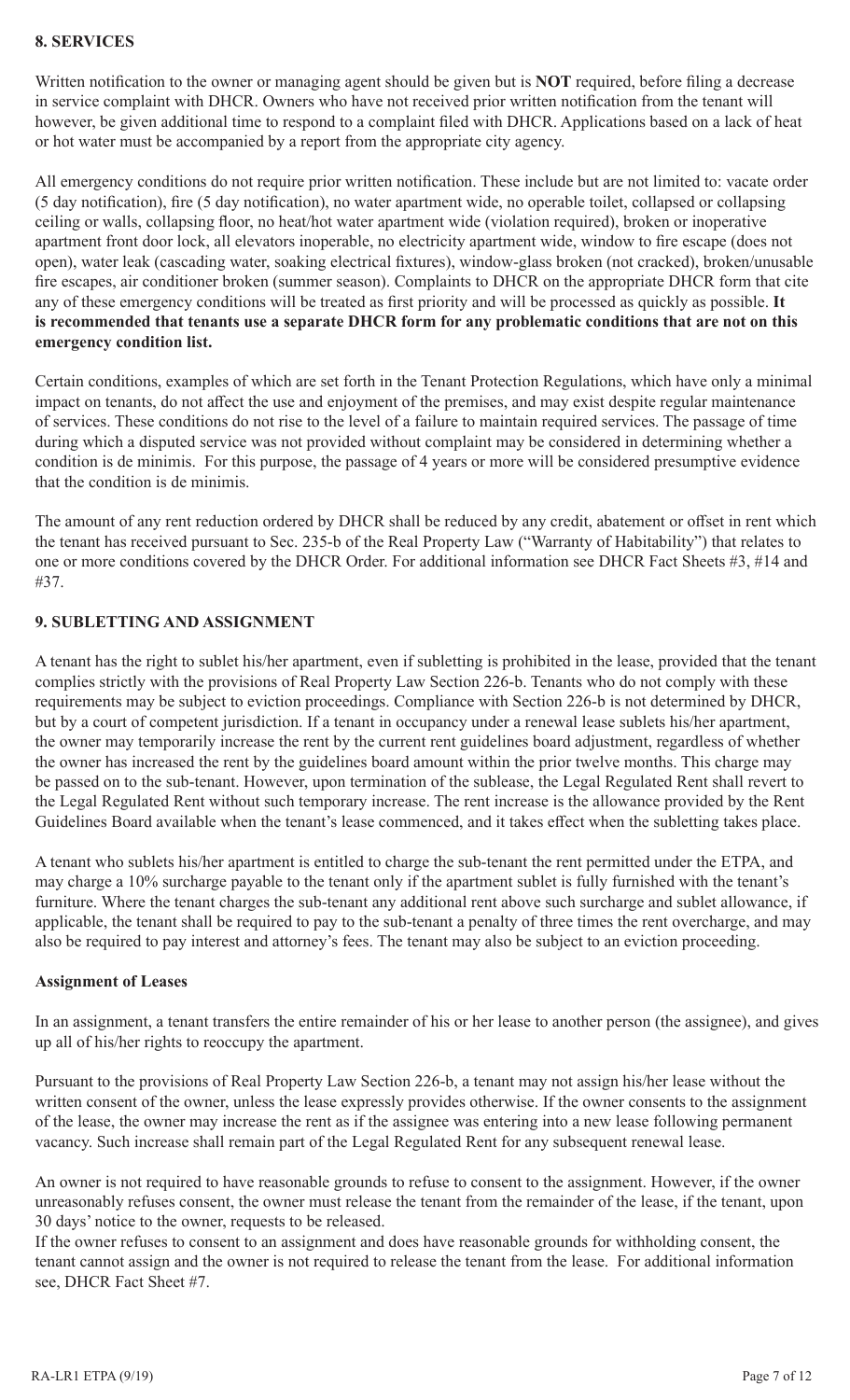## 8. SERVICES

Written notification to the owner or managing agent should be given but is **NOT** required, before filing a decrease in service complaint with DHCR. Owners who have not received prior written notification from the tenant will however, be given additional time to respond to a complaint filed with DHCR. Applications based on a lack of heat or hot water must be accompanied by a report from the appropriate city agency.

All emergency conditions do not require prior written notification. These include but are not limited to: vacate order (5 day notification), fire (5 day notification), no water apartment wide, no operable toilet, collapsed or collapsing ceiling or walls, collapsing floor, no heat/hot water apartment wide (violation required), broken or inoperative apartment front door lock, all elevators inoperable, no electricity apartment wide, window to fire escape (does not open), water leak (cascading water, soaking electrical fixtures), window-glass broken (not cracked), broken/unusable fire escapes, air conditioner broken (summer season). Complaints to DHCR on the appropriate DHCR form that cite any of these emergency conditions will be treated as first priority and will be processed as quickly as possible. **It is recommended that tenants use a separate DHCR form for any problematic conditions that are not on this emergency condition list.**

Certain conditions, examples of which are set forth in the Tenant Protection Regulations, which have only a minimal impact on tenants, do not affect the use and enjoyment of the premises, and may exist despite regular maintenance of services. These conditions do not rise to the level of a failure to maintain required services. The passage of time during which a disputed service was not provided without complaint may be considered in determining whether a condition is de minimis. For this purpose, the passage of 4 years or more will be considered presumptive evidence that the condition is de minimis.

The amount of any rent reduction ordered by DHCR shall be reduced by any credit, abatement or offset in rent which the tenant has received pursuant to Sec. 235-b of the Real Property Law ("Warranty of Habitability") that relates to one or more conditions covered by the DHCR Order. For additional information see DHCR Fact Sheets #3, #14 and #37.

## 9. SUBLETTING AND ASSIGNMENT

A tenant has the right to sublet his/her apartment, even if subletting is prohibited in the lease, provided that the tenant complies strictly with the provisions of Real Property Law Section 226-b. Tenants who do not comply with these requirements may be subject to eviction proceedings. Compliance with Section 226-b is not determined by DHCR, but by a court of competent jurisdiction. If a tenant in occupancy under a renewal lease sublets his/her apartment, the owner may temporarily increase the rent by the current rent guidelines board adjustment, regardless of whether the owner has increased the rent by the guidelines board amount within the prior twelve months. This charge may be passed on to the sub-tenant. However, upon termination of the sublease, the Legal Regulated Rent shall revert to the Legal Regulated Rent without such temporary increase. The rent increase is the allowance provided by the Rent Guidelines Board available when the tenant's lease commenced, and it takes effect when the subletting takes place.

A tenant who sublets his/her apartment is entitled to charge the sub-tenant the rent permitted under the ETPA, and may charge a 10% surcharge payable to the tenant only if the apartment sublet is fully furnished with the tenant's furniture. Where the tenant charges the sub-tenant any additional rent above such surcharge and sublet allowance, if applicable, the tenant shall be required to pay to the sub-tenant a penalty of three times the rent overcharge, and may also be required to pay interest and attorney's fees. The tenant may also be subject to an eviction proceeding.

### Assignment of Leases

In an assignment, a tenant transfers the entire remainder of his or her lease to another person (the assignee), and gives up all of his/her rights to reoccupy the apartment.

Pursuant to the provisions of Real Property Law Section 226-b, a tenant may not assign his/her lease without the written consent of the owner, unless the lease expressly provides otherwise. If the owner consents to the assignment of the lease, the owner may increase the rent as if the assignee was entering into a new lease following permanent vacancy. Such increase shall remain part of the Legal Regulated Rent for any subsequent renewal lease.

An owner is not required to have reasonable grounds to refuse to consent to the assignment. However, if the owner unreasonably refuses consent, the owner must release the tenant from the remainder of the lease, if the tenant, upon 30 days' notice to the owner, requests to be released.

If the owner refuses to consent to an assignment and does have reasonable grounds for withholding consent, the tenant cannot assign and the owner is not required to release the tenant from the lease. For additional information see, DHCR Fact Sheet #7.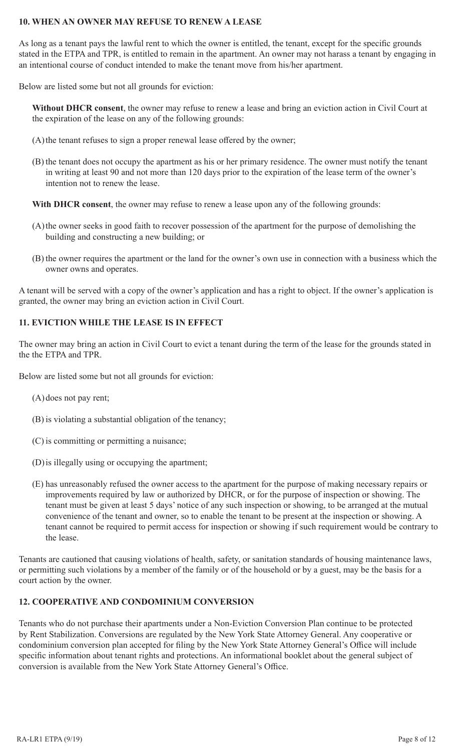## 10. WHEN AN OWNER MAY REFUSE TO RENEW A LEASE

As long as a tenant pays the lawful rent to which the owner is entitled, the tenant, except for the specific grounds stated in the ETPA and TPR, is entitled to remain in the apartment. An owner may not harass a tenant by engaging in an intentional course of conduct intended to make the tenant move from his/her apartment.

Below are listed some but not all grounds for eviction:

**Without DHCR consent**, the owner may refuse to renew a lease and bring an eviction action in Civil Court at the expiration of the lease on any of the following grounds:

(A) the tenant refuses to sign a proper renewal lease offered by the owner;

(B) the tenant does not occupy the apartment as his or her primary residence. The owner must notify the tenant in writing at least 90 and not more than 120 days prior to the expiration of the lease term of the owner's intention not to renew the lease.

**With DHCR consent**, the owner may refuse to renew a lease upon any of the following grounds:

(A) the owner seeks in good faith to recover possession of the apartment for the purpose of demolishing the building and constructing a new building; or

(B) the owner requires the apartment or the land for the owner's own use in connection with a business which the owner owns and operates.

A tenant will be served with a copy of the owner's application and has a right to object. If the owner's application is granted, the owner may bring an eviction action in Civil Court.

## 11. EVICTION WHILE THE LEASE IS IN EFFECT

The owner may bring an action in Civil Court to evict a tenant during the term of the lease for the grounds stated in the the ETPA and TPR.

Below are listed some but not all grounds for eviction:

(A) does not pay rent;

(B) is violating a substantial obligation of the tenancy;

(C) is committing or permitting a nuisance;

(D) is illegally using or occupying the apartment;

(E) has unreasonably refused the owner access to the apartment for the purpose of making necessary repairs or improvements required by law or authorized by DHCR, or for the purpose of inspection or showing. The tenant must be given at least 5 days' notice of any such inspection or showing, to be arranged at the mutual convenience of the tenant and owner, so to enable the tenant to be present at the inspection or showing. A tenant cannot be required to permit access for inspection or showing if such requirement would be contrary to the lease.

Tenants are cautioned that causing violations of health, safety, or sanitation standards of housing maintenance laws, or permitting such violations by a member of the family or of the household or by a guest, may be the basis for a court action by the owner.

## 12. COOPERATIVE AND CONDOMINIUM CONVERSION

Tenants who do not purchase their apartments under a Non-Eviction Conversion Plan continue to be protected by Rent Stabilization. Conversions are regulated by the New York State Attorney General. Any cooperative or condominium conversion plan accepted for filing by the New York State Attorney General's Office will include specific information about tenant rights and protections. An informational booklet about the general subject of conversion is available from the New York State Attorney General's Office.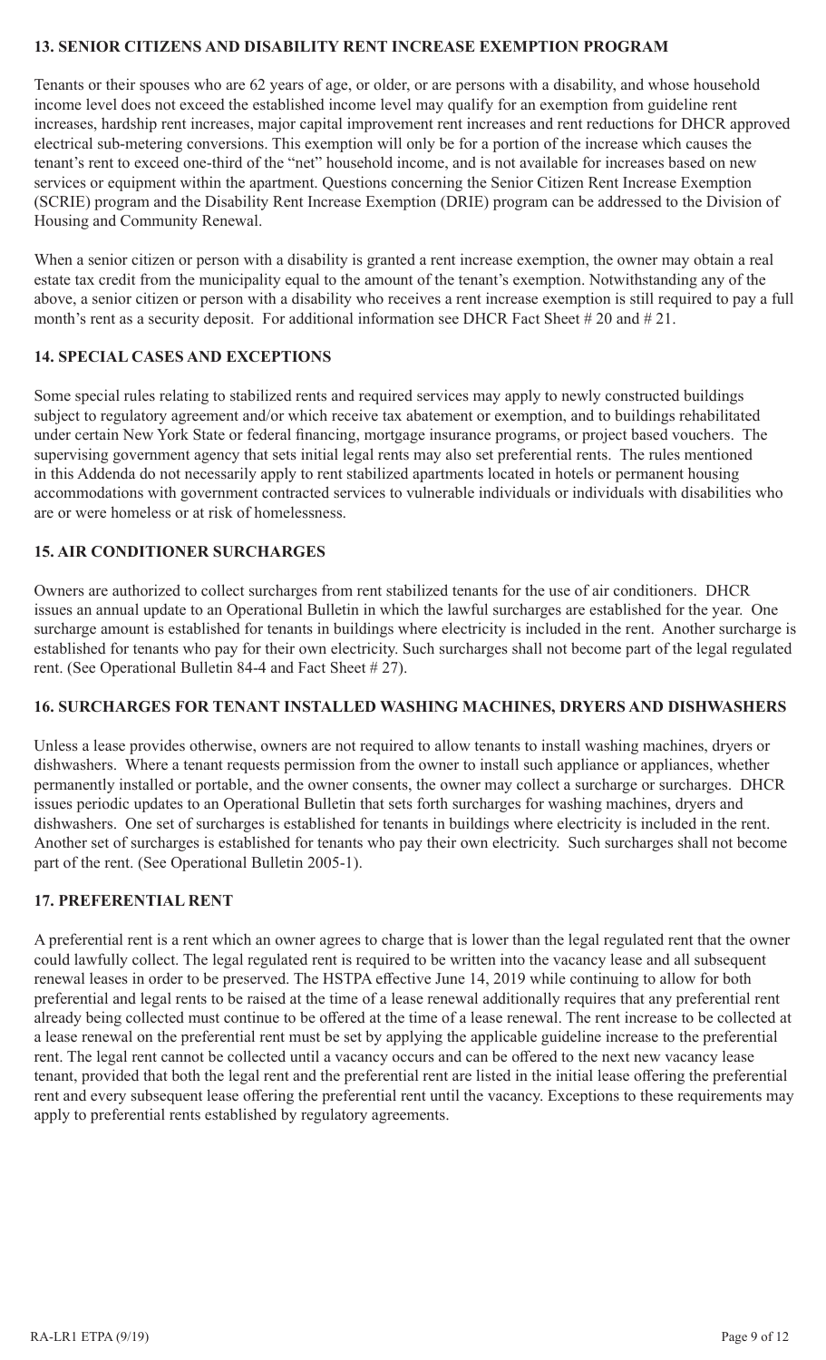## 13. SENIOR CITIZENS AND DISABILITY RENT INCREASE EXEMPTION PROGRAM

Tenants or their spouses who are 62 years of age, or older, or are persons with a disability, and whose household income level does not exceed the established income level may qualify for an exemption from guideline rent increases, hardship rent increases, major capital improvement rent increases and rent reductions for DHCR approved electrical sub-metering conversions. This exemption will only be for a portion of the increase which causes the tenant's rent to exceed one-third of the "net" household income, and is not available for increases based on new services or equipment within the apartment. Questions concerning the Senior Citizen Rent Increase Exemption (SCRIE) program and the Disability Rent Increase Exemption (DRIE) program can be addressed to the Division of Housing and Community Renewal.

When a senior citizen or person with a disability is granted a rent increase exemption, the owner may obtain a real estate tax credit from the municipality equal to the amount of the tenant's exemption. Notwithstanding any of the above, a senior citizen or person with a disability who receives a rent increase exemption is still required to pay a full month's rent as a security deposit. For additional information see DHCR Fact Sheet # 20 and # 21.

## 14. SPECIAL CASES AND EXCEPTIONS

Some special rules relating to stabilized rents and required services may apply to newly constructed buildings subject to regulatory agreement and/or which receive tax abatement or exemption, and to buildings rehabilitated under certain New York State or federal financing, mortgage insurance programs, or project based vouchers. The supervising government agency that sets initial legal rents may also set preferential rents. The rules mentioned in this Addenda do not necessarily apply to rent stabilized apartments located in hotels or permanent housing accommodations with government contracted services to vulnerable individuals or individuals with disabilities who are or were homeless or at risk of homelessness.

## 15. AIR CONDITIONER SURCHARGES

Owners are authorized to collect surcharges from rent stabilized tenants for the use of air conditioners. DHCR issues an annual update to an Operational Bulletin in which the lawful surcharges are established for the year. One surcharge amount is established for tenants in buildings where electricity is included in the rent. Another surcharge is established for tenants who pay for their own electricity. Such surcharges shall not become part of the legal regulated rent. (See Operational Bulletin 84-4 and Fact Sheet # 27).

## 16. SURCHARGES FOR TENANT INSTALLED WASHING MACHINES, DRYERS AND DISHWASHERS

Unless a lease provides otherwise, owners are not required to allow tenants to install washing machines, dryers or dishwashers. Where a tenant requests permission from the owner to install such appliance or appliances, whether permanently installed or portable, and the owner consents, the owner may collect a surcharge or surcharges. DHCR issues periodic updates to an Operational Bulletin that sets forth surcharges for washing machines, dryers and dishwashers. One set of surcharges is established for tenants in buildings where electricity is included in the rent. Another set of surcharges is established for tenants who pay their own electricity. Such surcharges shall not become part of the rent. (See Operational Bulletin 2005-1).

## 17. PREFERENTIAL RENT

A preferential rent is a rent which an owner agrees to charge that is lower than the legal regulated rent that the owner could lawfully collect. The legal regulated rent is required to be written into the vacancy lease and all subsequent renewal leases in order to be preserved. The HSTPA effective June 14, 2019 while continuing to allow for both preferential and legal rents to be raised at the time of a lease renewal additionally requires that any preferential rent already being collected must continue to be offered at the time of a lease renewal. The rent increase to be collected at a lease renewal on the preferential rent must be set by applying the applicable guideline increase to the preferential rent. The legal rent cannot be collected until a vacancy occurs and can be offered to the next new vacancy lease tenant, provided that both the legal rent and the preferential rent are listed in the initial lease offering the preferential rent and every subsequent lease offering the preferential rent until the vacancy. Exceptions to these requirements may apply to preferential rents established by regulatory agreements.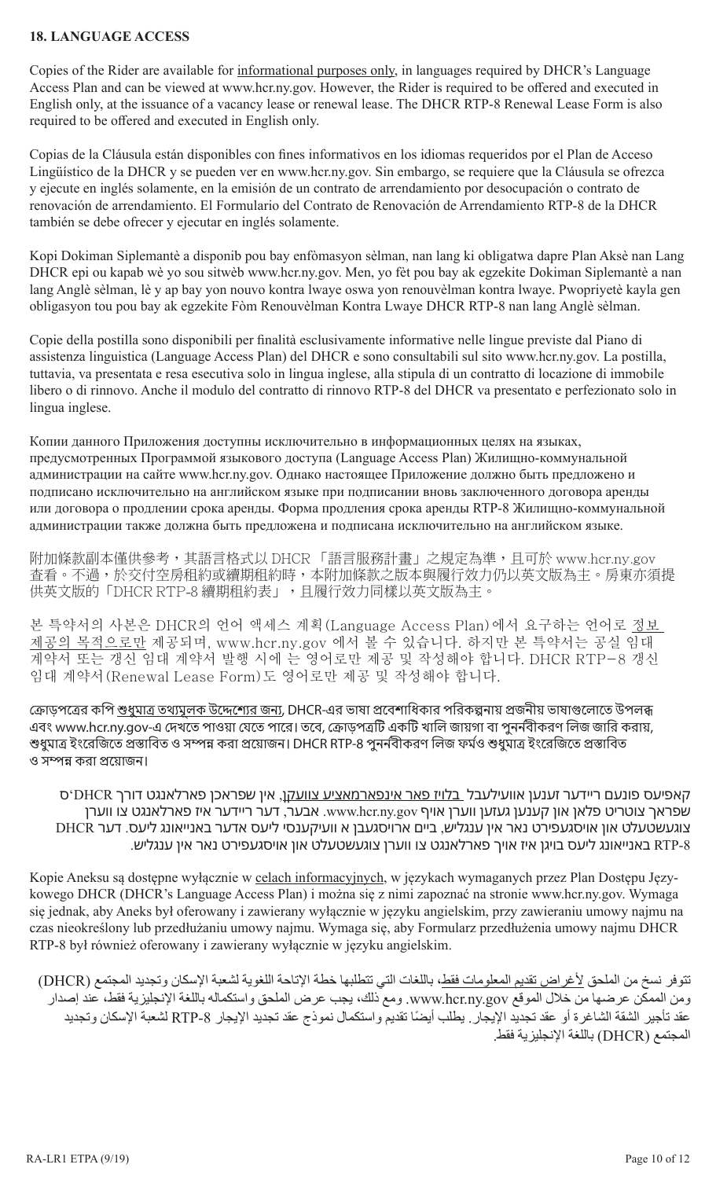**18. LANGUAGE ACCESS**

Copies of the Rider are available for informational purposes only, in languages required by DHCR's Language Access Plan and can be viewed at www.hcr.ny.gov. However, the Rider is required to be offered and executed in English only, at the issuance of a vacancy lease or renewal lease. The DHCR RTP-8 Renewal Lease Form is also required to be offered and executed in English only.

Copias de la Cláusula están disponibles con fines informativos en los idiomas requeridos por el Plan de Acceso Lingüístico de la DHCR y se pueden ver en www.hcr.ny.gov. Sin embargo, se requiere que la Cláusula se ofrezca y ejecute en inglés solamente, en la emisión de un contrato de arrendamiento por desocupación o contrato de renovación de arrendamiento. El Formulario del Contrato de Renovación de Arrendamiento RTP-8 de la DHCR también se debe ofrecer y ejecutar en inglés solamente.

Kopi Dokiman Siplemantè a disponib pou bay enfòmasyon sèlman, nan lang ki obligatwa dapre Plan Aksè nan Lang DHCR epi ou kapab wè yo sou sitwèb www.hcr.ny.gov. Men, yo fèt pou bay ak egzekite Dokiman Siplemantè a nan lang Anglè sèlman, lè y ap bay yon nouvo kontra lwaye oswa yon renouvèlman kontra lwaye. Pwopriyetè kayla gen obligasyon tou pou bay ak egzekite Fòm Renouvèlman Kontra Lwaye DHCR RTP-8 nan lang Anglè sèlman.

Copie della postilla sono disponibili per finalità esclusivamente informative nelle lingue previste dal Piano di assistenza linguistica (Language Access Plan) del DHCR e sono consultabili sul sito www.hcr.ny.gov. La postilla, tuttavia, va presentata e resa esecutiva solo in lingua inglese, alla stipula di un contratto di locazione di immobile libero o di rinnovo. Anche il modulo del contratto di rinnovo RTP-8 del DHCR va presentato e perfezionato solo in lingua inglese.

Копии данного Приложения доступны исключительно в информационных целях на языках, предусмотренных Программой языкового доступа (Language Access Plan) Жилищно-коммунальной администрации на сайте www.hcr.ny.gov. Однако настоящее Приложение должно быть предложено и подписано исключительно на английском языке при подписании вновь заключенного договора аренды или договора о продлении срока аренды. Форма продления срока аренды RTP-8 Жилищно-коммунальной администрации также должна быть предложена и подписана исключительно на английском языке.

附加條款副本僅供參考，其語言格式以 DHCR 「語言服務計畫」之規定為準，且可於 www.hcr.ny.gov 查看。不過，於交付空房租約或續期租約時，本附加條款之版本與履行效力仍以英文版為主。房東亦須提供英文版的「DHCR RTP-8 續期租約表」，且履行效力同樣以英文版為主。

본 특약서의 사본은 DHCR의 언어 액세스 계획(Language Access Plan)에서 요구하는 언어로 정보 제공의 목적으로만 제공되며, www.hcr.ny.gov 에서 볼 수 있습니다. 하지만 본 특약서는 공실 임대 계약서 또는 갱신 임대 계약서 발행 시에 는 영어로만 제공 및 작성해야 합니다. DHCR RTP-8 갱신 임대 계약서(Renewal Lease Form)도 영어로만 제공 및 작성해야 합니다.

ক্রোড়পত্রের কপি শুধুমাত্র তথ্যমূলক উদ্দেশ্যের জন্য, DHCR-এর ভাষা প্রবেশাধিকার পরিকল্পনায় প্রজনীয় ভাষাগুলোতে উপলব্ধ এবং www.hcr.ny.gov-এ দেখতে পাওয়া যেতে পারে। তবে, ক্রোড়পত্রটি একটি খালি জায়গা বা পুনর্নবীকরণ লিজ জারি করায়, শুধুমাত্র ইংরেজিতে প্রস্তাবিত ও সম্পন্ন করা প্রয়োজন। DHCR RTP-8 পুনর্নবীকরণ লিজ ফর্মও শুধুমাত্র ইংরেজিতে প্রস্তাবিত ও সম্পন্ন করা প্রয়োজন।

קאפיעס פונעם ריידער זענען אוועילעבל בלויז פאר אינפארמאציע צוועקן, אין שפראכן פארלאנגט דורך DHCR'ס שפראך צוטריט פלאן און קענען געזען ווערן אויף www.hcr.ny.gov. אבער, דער ריידער איז פארלאנגט צו ווערן צוגעשטעלט און אויסגעפירט נאר אין ענגליש, ביים ארויסגעבן א וועיקענסי ליעס אדער באנייאונג ליעס. דער DHCR RTP-8 באנייאונג ליעס בויגן איז אויך פארלאנגט צו ווערן צוגעשטעלט און אויסגעפירט נאר אין ענגליש.

Kopie Aneksu są dostępne wyłącznie w celach informacyjnych, w językach wymaganych przez Plan Dostępu Językowego DHCR (DHCR's Language Access Plan) i można się z nimi zapoznać na stronie www.hcr.ny.gov. Wymaga się jednak, aby Aneks był oferowany i zawierany wyłącznie w języku angielskim, przy zawieraniu umowy najmu na czas nieokreślony lub przedłużaniu umowy najmu. Wymaga się, aby Formularz przedłużenia umowy najmu DHCR RTP-8 był również oferowany i zawierany wyłącznie w języku angielskim.

تتوفر نسخ من الملحق لأغراض تقديم المعلومات فقط، باللغات التي تتطلبها خطة الإتاحة اللغوية لشعبة الإسكان وتجديد المجتمع (DHCR) ومن الممكن عرضها من خلال الموقع www.hcr.ny.gov. ومع ذلك، يجب عرض الملحق واستكماله باللغة الإنجليزية فقط، عند إصدار عقد تأجير الشقة الشاغرة أو عقد تجديد الإيجار. يطلب أيضًا تقديم واستكمال نموذج عقد تجديد الإيجار RTP-8 لشعبة الإسكان وتجديد المجتمع (DHCR) باللغة الإنجليزية فقط.

RA-LR1 ETPA (9/19)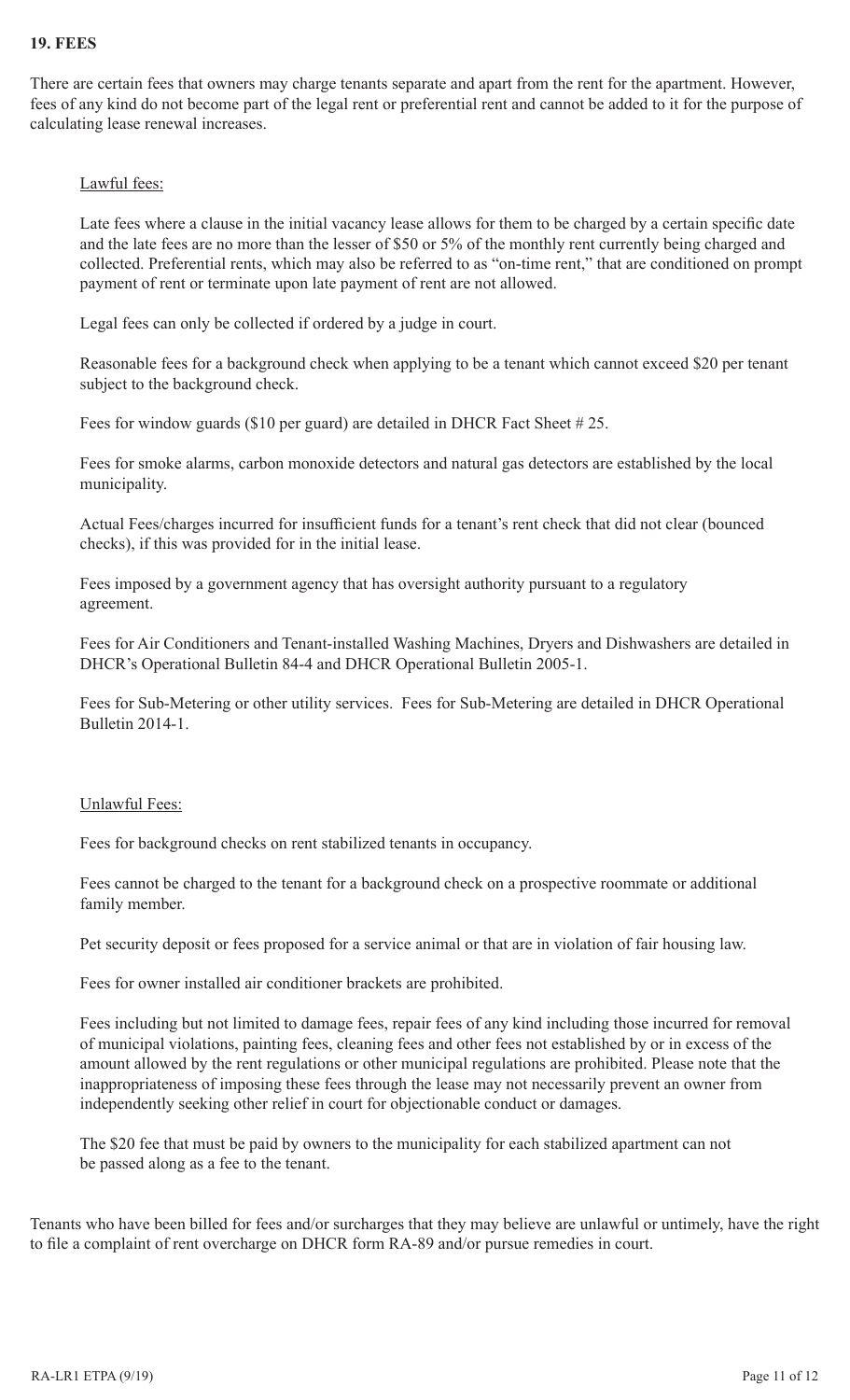## 19. FEES

There are certain fees that owners may charge tenants separate and apart from the rent for the apartment. However, fees of any kind do not become part of the legal rent or preferential rent and cannot be added to it for the purpose of calculating lease renewal increases.

<u>Lawful fees:</u>

Late fees where a clause in the initial vacancy lease allows for them to be charged by a certain specific date and the late fees are no more than the lesser of $50 or 5% of the monthly rent currently being charged and collected. Preferential rents, which may also be referred to as "on-time rent," that are conditioned on prompt payment of rent or terminate upon late payment of rent are not allowed.

Legal fees can only be collected if ordered by a judge in court.

Reasonable fees for a background check when applying to be a tenant which cannot exceed $20 per tenant subject to the background check.

Fees for window guards ($10 per guard) are detailed in DHCR Fact Sheet # 25.

Fees for smoke alarms, carbon monoxide detectors and natural gas detectors are established by the local municipality.

Actual Fees/charges incurred for insufficient funds for a tenant's rent check that did not clear (bounced checks), if this was provided for in the initial lease.

Fees imposed by a government agency that has oversight authority pursuant to a regulatory agreement.

Fees for Air Conditioners and Tenant-installed Washing Machines, Dryers and Dishwashers are detailed in DHCR's Operational Bulletin 84-4 and DHCR Operational Bulletin 2005-1.

Fees for Sub-Metering or other utility services. Fees for Sub-Metering are detailed in DHCR Operational Bulletin 2014-1.

<u>Unlawful Fees:</u>

Fees for background checks on rent stabilized tenants in occupancy.

Fees cannot be charged to the tenant for a background check on a prospective roommate or additional family member.

Pet security deposit or fees proposed for a service animal or that are in violation of fair housing law.

Fees for owner installed air conditioner brackets are prohibited.

Fees including but not limited to damage fees, repair fees of any kind including those incurred for removal of municipal violations, painting fees, cleaning fees and other fees not established by or in excess of the amount allowed by the rent regulations or other municipal regulations are prohibited. Please note that the inappropriateness of imposing these fees through the lease may not necessarily prevent an owner from independently seeking other relief in court for objectionable conduct or damages.

The $20 fee that must be paid by owners to the municipality for each stabilized apartment can not be passed along as a fee to the tenant.

Tenants who have been billed for fees and/or surcharges that they may believe are unlawful or untimely, have the right to file a complaint of rent overcharge on DHCR form RA-89 and/or pursue remedies in court.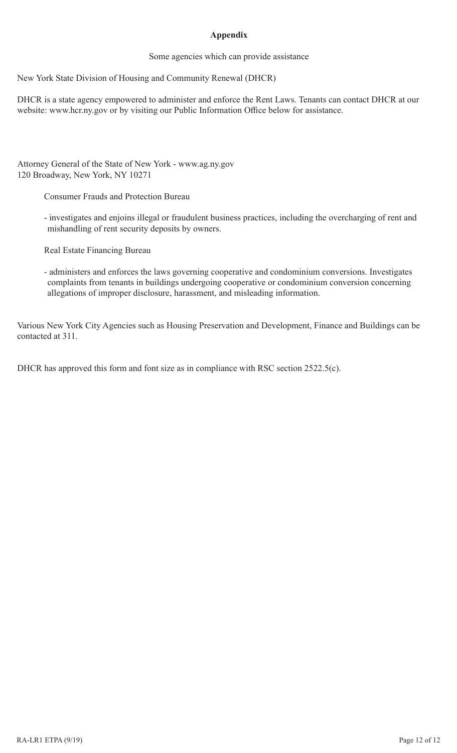## Appendix

Some agencies which can provide assistance

New York State Division of Housing and Community Renewal (DHCR)

DHCR is a state agency empowered to administer and enforce the Rent Laws. Tenants can contact DHCR at our website: www.hcr.ny.gov or by visiting our Public Information Office below for assistance.

Attorney General of the State of New York - www.ag.ny.gov
120 Broadway, New York, NY 10271

Consumer Frauds and Protection Bureau

- investigates and enjoins illegal or fraudulent business practices, including the overcharging of rent and mishandling of rent security deposits by owners.

Real Estate Financing Bureau

- administers and enforces the laws governing cooperative and condominium conversions. Investigates complaints from tenants in buildings undergoing cooperative or condominium conversion concerning allegations of improper disclosure, harassment, and misleading information.

Various New York City Agencies such as Housing Preservation and Development, Finance and Buildings can be contacted at 311.

DHCR has approved this form and font size as in compliance with RSC section 2522.5(c).

RA-LR1 ETPA (9/19)